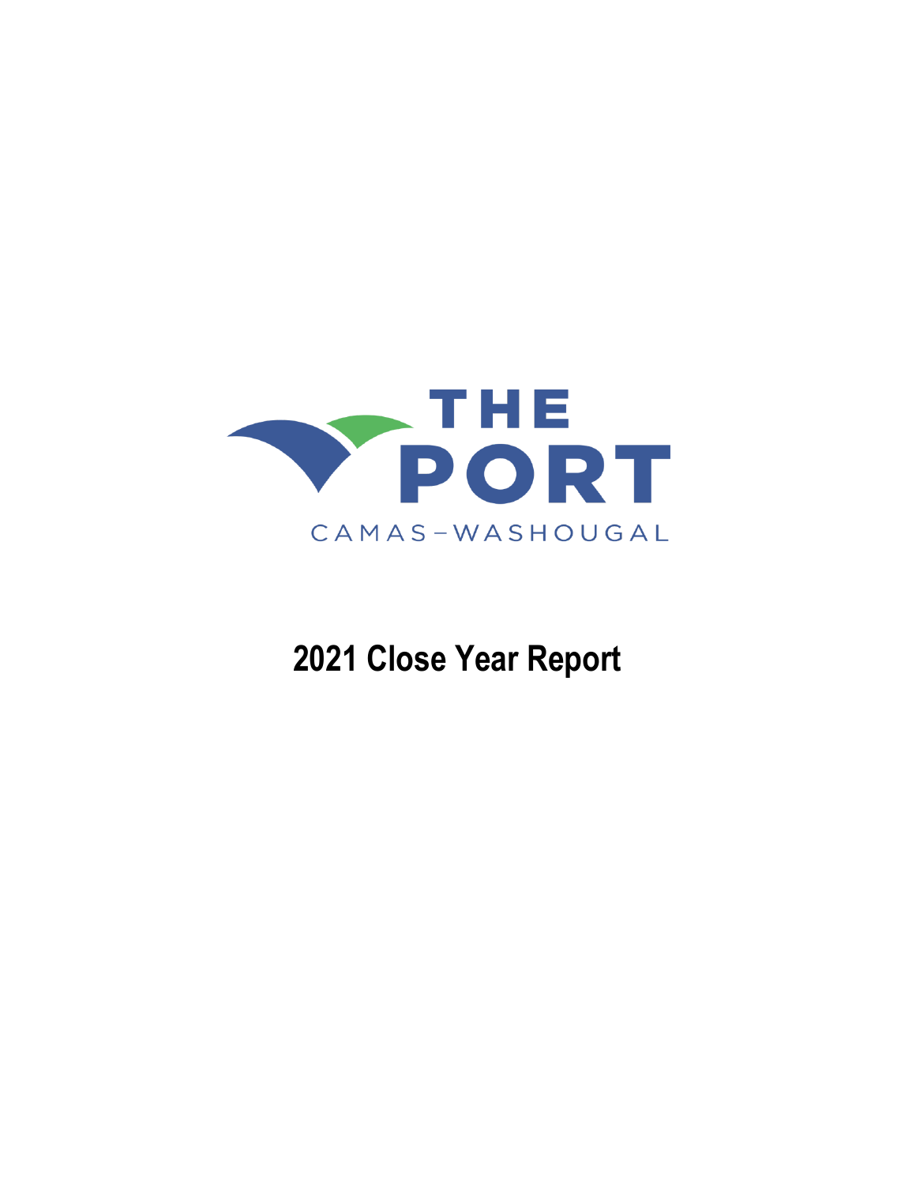THE PORT

CAMAS-WASHOUGAL

# 2021 Close Year Report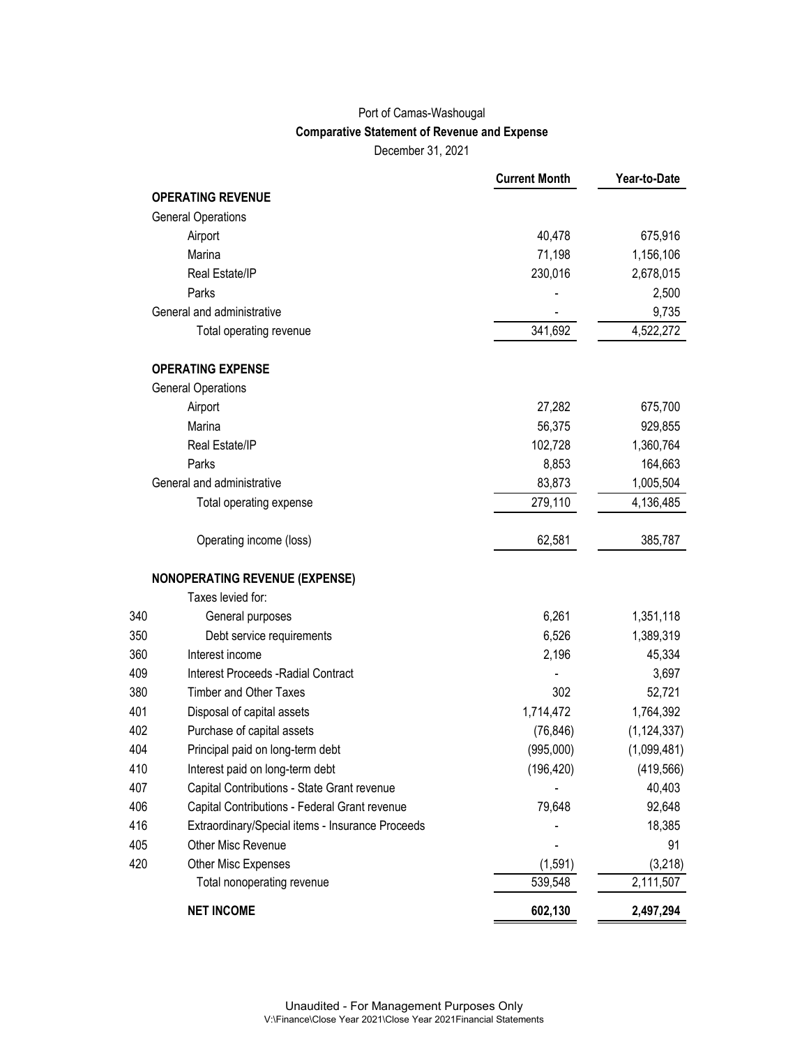Port of Camas-Washougal

**Comparative Statement of Revenue and Expense**

December 31, 2021

| | | Current Month | Year-to-Date |
|---|---|---|---|
| | **OPERATING REVENUE** | | |
| | General Operations | | |
| | Airport | 40,478 | 675,916 |
| | Marina | 71,198 | 1,156,106 |
| | Real Estate/IP | 230,016 | 2,678,015 |
| | Parks | - | 2,500 |
| | General and administrative | - | 9,735 |
| | Total operating revenue | 341,692 | 4,522,272 |
| | **OPERATING EXPENSE** | | |
| | General Operations | | |
| | Airport | 27,282 | 675,700 |
| | Marina | 56,375 | 929,855 |
| | Real Estate/IP | 102,728 | 1,360,764 |
| | Parks | 8,853 | 164,663 |
| | General and administrative | 83,873 | 1,005,504 |
| | Total operating expense | 279,110 | 4,136,485 |
| | Operating income (loss) | 62,581 | 385,787 |
| | **NONOPERATING REVENUE (EXPENSE)** | | |
| | Taxes levied for: | | |
| 340 | General purposes | 6,261 | 1,351,118 |
| 350 | Debt service requirements | 6,526 | 1,389,319 |
| 360 | Interest income | 2,196 | 45,334 |
| 409 | Interest Proceeds -Radial Contract | - | 3,697 |
| 380 | Timber and Other Taxes | 302 | 52,721 |
| 401 | Disposal of capital assets | 1,714,472 | 1,764,392 |
| 402 | Purchase of capital assets | (76,846) | (1,124,337) |
| 404 | Principal paid on long-term debt | (995,000) | (1,099,481) |
| 410 | Interest paid on long-term debt | (196,420) | (419,566) |
| 407 | Capital Contributions - State Grant revenue | - | 40,403 |
| 406 | Capital Contributions - Federal Grant revenue | 79,648 | 92,648 |
| 416 | Extraordinary/Special items - Insurance Proceeds | - | 18,385 |
| 405 | Other Misc Revenue | - | 91 |
| 420 | Other Misc Expenses | (1,591) | (3,218) |
| | Total nonoperating revenue | 539,548 | 2,111,507 |
| | **NET INCOME** | **602,130** | **2,497,294** |

Unaudited - For Management Purposes Only
V:\Finance\Close Year 2021\Close Year 2021Financial Statements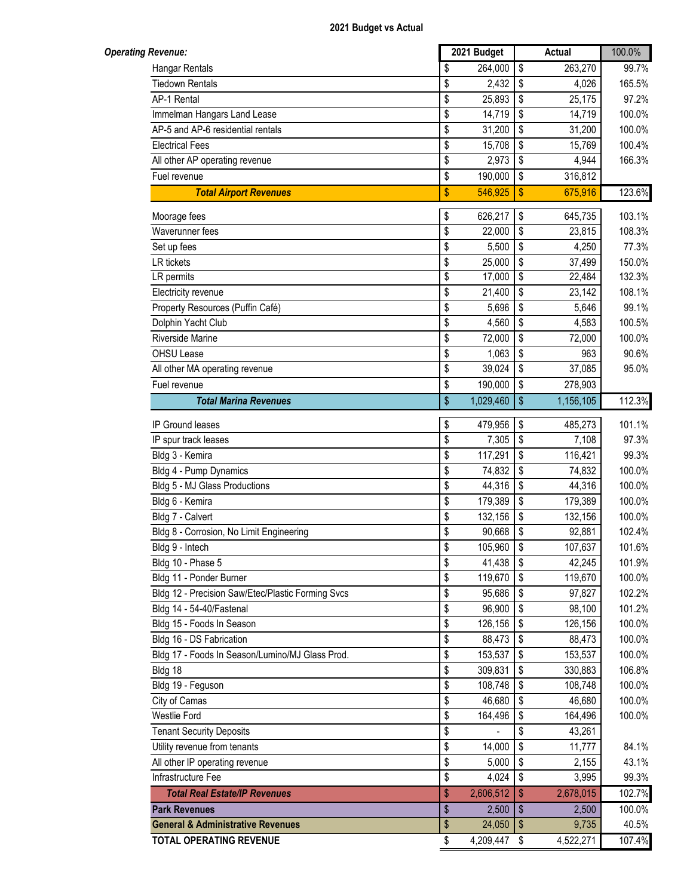# 2021 Budget vs Actual

| Operating Revenue: | 2021 Budget | Actual | 100.0% |
|---|---|---|---|
| Hangar Rentals | $ 264,000 | $ 263,270 | 99.7% |
| Tiedown Rentals | $ 2,432 | $ 4,026 | 165.5% |
| AP-1 Rental | $ 25,893 | $ 25,175 | 97.2% |
| Immelman Hangars Land Lease | $ 14,719 | $ 14,719 | 100.0% |
| AP-5 and AP-6 residential rentals | $ 31,200 | $ 31,200 | 100.0% |
| Electrical Fees | $ 15,708 | $ 15,769 | 100.4% |
| All other AP operating revenue | $ 2,973 | $ 4,944 | 166.3% |
| Fuel revenue | $ 190,000 | $ 316,812 | |
| ***Total Airport Revenues*** | $ 546,925 | $ 675,916 | 123.6% |
| Moorage fees | $ 626,217 | $ 645,735 | 103.1% |
| Waverunner fees | $ 22,000 | $ 23,815 | 108.3% |
| Set up fees | $ 5,500 | $ 4,250 | 77.3% |
| LR tickets | $ 25,000 | $ 37,499 | 150.0% |
| LR permits | $ 17,000 | $ 22,484 | 132.3% |
| Electricity revenue | $ 21,400 | $ 23,142 | 108.1% |
| Property Resources (Puffin Café) | $ 5,696 | $ 5,646 | 99.1% |
| Dolphin Yacht Club | $ 4,560 | $ 4,583 | 100.5% |
| Riverside Marine | $ 72,000 | $ 72,000 | 100.0% |
| OHSU Lease | $ 1,063 | $ 963 | 90.6% |
| All other MA operating revenue | $ 39,024 | $ 37,085 | 95.0% |
| Fuel revenue | $ 190,000 | $ 278,903 | |
| ***Total Marina Revenues*** | $ 1,029,460 | $ 1,156,105 | 112.3% |
| IP Ground leases | $ 479,956 | $ 485,273 | 101.1% |
| IP spur track leases | $ 7,305 | $ 7,108 | 97.3% |
| Bldg 3 - Kemira | $ 117,291 | $ 116,421 | 99.3% |
| Bldg 4 - Pump Dynamics | $ 74,832 | $ 74,832 | 100.0% |
| Bldg 5 - MJ Glass Productions | $ 44,316 | $ 44,316 | 100.0% |
| Bldg 6 - Kemira | $ 179,389 | $ 179,389 | 100.0% |
| Bldg 7 - Calvert | $ 132,156 | $ 132,156 | 100.0% |
| Bldg 8 - Corrosion, No Limit Engineering | $ 90,668 | $ 92,881 | 102.4% |
| Bldg 9 - Intech | $ 105,960 | $ 107,637 | 101.6% |
| Bldg 10 - Phase 5 | $ 41,438 | $ 42,245 | 101.9% |
| Bldg 11 - Ponder Burner | $ 119,670 | $ 119,670 | 100.0% |
| Bldg 12 - Precision Saw/Etec/Plastic Forming Svcs | $ 95,686 | $ 97,827 | 102.2% |
| Bldg 14 - 54-40/Fastenal | $ 96,900 | $ 98,100 | 101.2% |
| Bldg 15 - Foods In Season | $ 126,156 | $ 126,156 | 100.0% |
| Bldg 16 - DS Fabrication | $ 88,473 | $ 88,473 | 100.0% |
| Bldg 17 - Foods In Season/Lumino/MJ Glass Prod. | $ 153,537 | $ 153,537 | 100.0% |
| Bldg 18 | $ 309,831 | $ 330,883 | 106.8% |
| Bldg 19 - Feguson | $ 108,748 | $ 108,748 | 100.0% |
| City of Camas | $ 46,680 | $ 46,680 | 100.0% |
| Westlie Ford | $ 164,496 | $ 164,496 | 100.0% |
| Tenant Security Deposits | $ - | $ 43,261 | |
| Utility revenue from tenants | $ 14,000 | $ 11,777 | 84.1% |
| All other IP operating revenue | $ 5,000 | $ 2,155 | 43.1% |
| Infrastructure Fee | $ 4,024 | $ 3,995 | 99.3% |
| ***Total Real Estate/IP Revenues*** | $ 2,606,512 | $ 2,678,015 | 102.7% |
| **Park Revenues** | $ 2,500 | $ 2,500 | 100.0% |
| **General & Administrative Revenues** | $ 24,050 | $ 9,735 | 40.5% |
| **TOTAL OPERATING REVENUE** | $ 4,209,447 | $ 4,522,271 | 107.4% |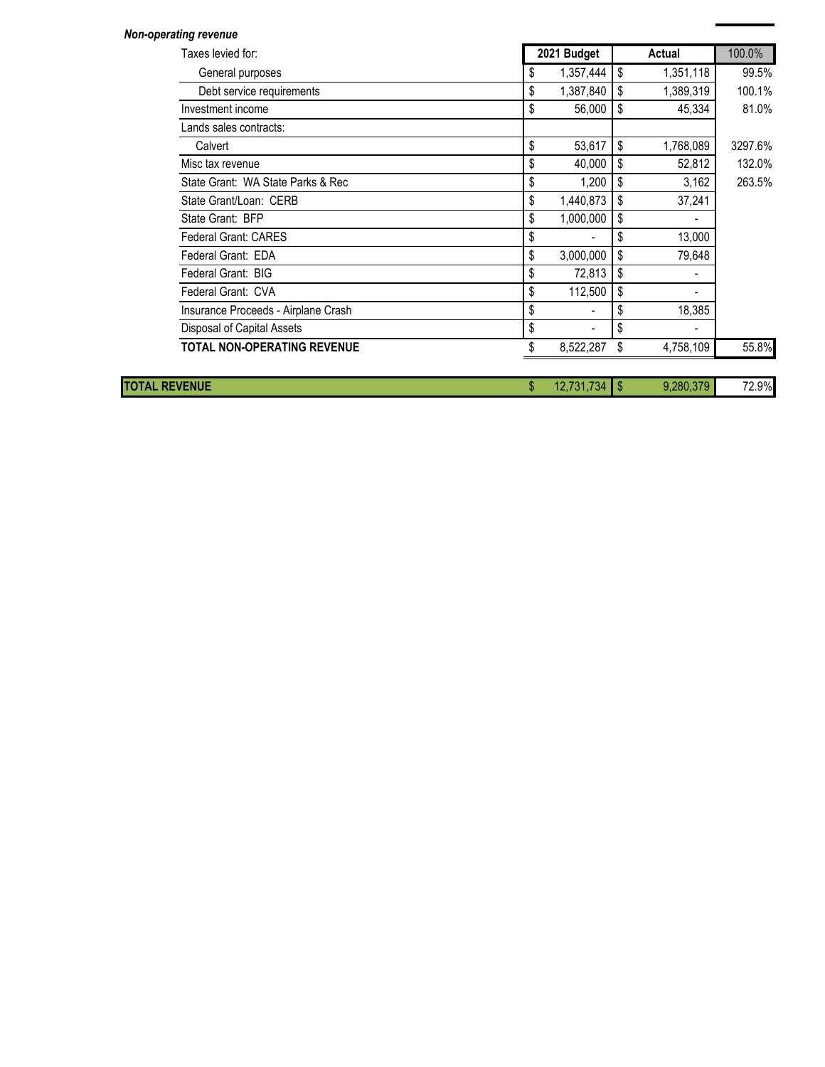***Non-operating revenue***

| | 2021 Budget | Actual | 100.0% |
|---|---|---|---|
| Taxes levied for: | | | |
| General purposes | $ 1,357,444 | $ 1,351,118 | 99.5% |
| Debt service requirements | $ 1,387,840 | $ 1,389,319 | 100.1% |
| Investment income | $ 56,000 | $ 45,334 | 81.0% |
| Lands sales contracts: | | | |
| Calvert | $ 53,617 | $ 1,768,089 | 3297.6% |
| Misc tax revenue | $ 40,000 | $ 52,812 | 132.0% |
| State Grant: WA State Parks & Rec | $ 1,200 | $ 3,162 | 263.5% |
| State Grant/Loan: CERB | $ 1,440,873 | $ 37,241 | |
| State Grant: BFP | $ 1,000,000 | $ - | |
| Federal Grant: CARES | $ - | $ 13,000 | |
| Federal Grant: EDA | $ 3,000,000 | $ 79,648 | |
| Federal Grant: BIG | $ 72,813 | $ - | |
| Federal Grant: CVA | $ 112,500 | $ - | |
| Insurance Proceeds - Airplane Crash | $ - | $ 18,385 | |
| Disposal of Capital Assets | $ - | $ - | |
| **TOTAL NON-OPERATING REVENUE** | $ 8,522,287 | $ 4,758,109 | 55.8% |
| | | | |
| **TOTAL REVENUE** | $ 12,731,734 | $ 9,280,379 | 72.9% |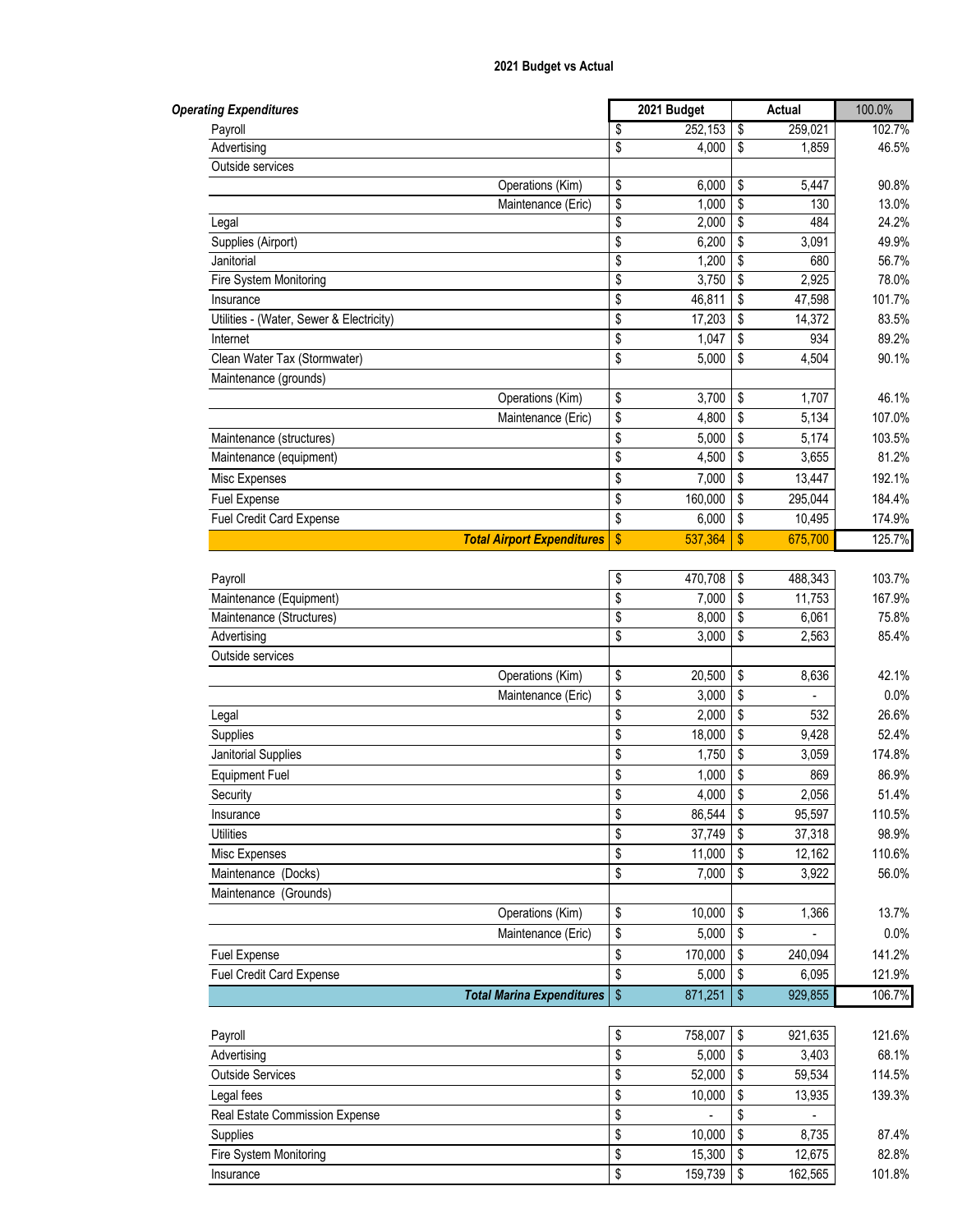**2021 Budget vs Actual**

| *Operating Expenditures* | 2021 Budget | Actual | 100.0% |
|---|---|---|---|
| Payroll | $ 252,153 | $ 259,021 | 102.7% |
| Advertising | $ 4,000 | $ 1,859 | 46.5% |
| Outside services | | | |
| Operations (Kim) | $ 6,000 | $ 5,447 | 90.8% |
| Maintenance (Eric) | $ 1,000 | $ 130 | 13.0% |
| Legal | $ 2,000 | $ 484 | 24.2% |
| Supplies (Airport) | $ 6,200 | $ 3,091 | 49.9% |
| Janitorial | $ 1,200 | $ 680 | 56.7% |
| Fire System Monitoring | $ 3,750 | $ 2,925 | 78.0% |
| Insurance | $ 46,811 | $ 47,598 | 101.7% |
| Utilities - (Water, Sewer & Electricity) | $ 17,203 | $ 14,372 | 83.5% |
| Internet | $ 1,047 | $ 934 | 89.2% |
| Clean Water Tax (Stormwater) | $ 5,000 | $ 4,504 | 90.1% |
| Maintenance (grounds) | | | |
| Operations (Kim) | $ 3,700 | $ 1,707 | 46.1% |
| Maintenance (Eric) | $ 4,800 | $ 5,134 | 107.0% |
| Maintenance (structures) | $ 5,000 | $ 5,174 | 103.5% |
| Maintenance (equipment) | $ 4,500 | $ 3,655 | 81.2% |
| Misc Expenses | $ 7,000 | $ 13,447 | 192.1% |
| Fuel Expense | $ 160,000 | $ 295,044 | 184.4% |
| Fuel Credit Card Expense | $ 6,000 | $ 10,495 | 174.9% |
| ***Total Airport Expenditures*** | $ 537,364 | $ 675,700 | 125.7% |
| | | | |
| Payroll | $ 470,708 | $ 488,343 | 103.7% |
| Maintenance (Equipment) | $ 7,000 | $ 11,753 | 167.9% |
| Maintenance (Structures) | $ 8,000 | $ 6,061 | 75.8% |
| Advertising | $ 3,000 | $ 2,563 | 85.4% |
| Outside services | | | |
| Operations (Kim) | $ 20,500 | $ 8,636 | 42.1% |
| Maintenance (Eric) | $ 3,000 | $ - | 0.0% |
| Legal | $ 2,000 | $ 532 | 26.6% |
| Supplies | $ 18,000 | $ 9,428 | 52.4% |
| Janitorial Supplies | $ 1,750 | $ 3,059 | 174.8% |
| Equipment Fuel | $ 1,000 | $ 869 | 86.9% |
| Security | $ 4,000 | $ 2,056 | 51.4% |
| Insurance | $ 86,544 | $ 95,597 | 110.5% |
| Utilities | $ 37,749 | $ 37,318 | 98.9% |
| Misc Expenses | $ 11,000 | $ 12,162 | 110.6% |
| Maintenance (Docks) | $ 7,000 | $ 3,922 | 56.0% |
| Maintenance (Grounds) | | | |
| Operations (Kim) | $ 10,000 | $ 1,366 | 13.7% |
| Maintenance (Eric) | $ 5,000 | $ - | 0.0% |
| Fuel Expense | $ 170,000 | $ 240,094 | 141.2% |
| Fuel Credit Card Expense | $ 5,000 | $ 6,095 | 121.9% |
| ***Total Marina Expenditures*** | $ 871,251 | $ 929,855 | 106.7% |
| | | | |
| Payroll | $ 758,007 | $ 921,635 | 121.6% |
| Advertising | $ 5,000 | $ 3,403 | 68.1% |
| Outside Services | $ 52,000 | $ 59,534 | 114.5% |
| Legal fees | $ 10,000 | $ 13,935 | 139.3% |
| Real Estate Commission Expense | $ - | $ - | |
| Supplies | $ 10,000 | $ 8,735 | 87.4% |
| Fire System Monitoring | $ 15,300 | $ 12,675 | 82.8% |
| Insurance | $ 159,739 | $ 162,565 | 101.8% |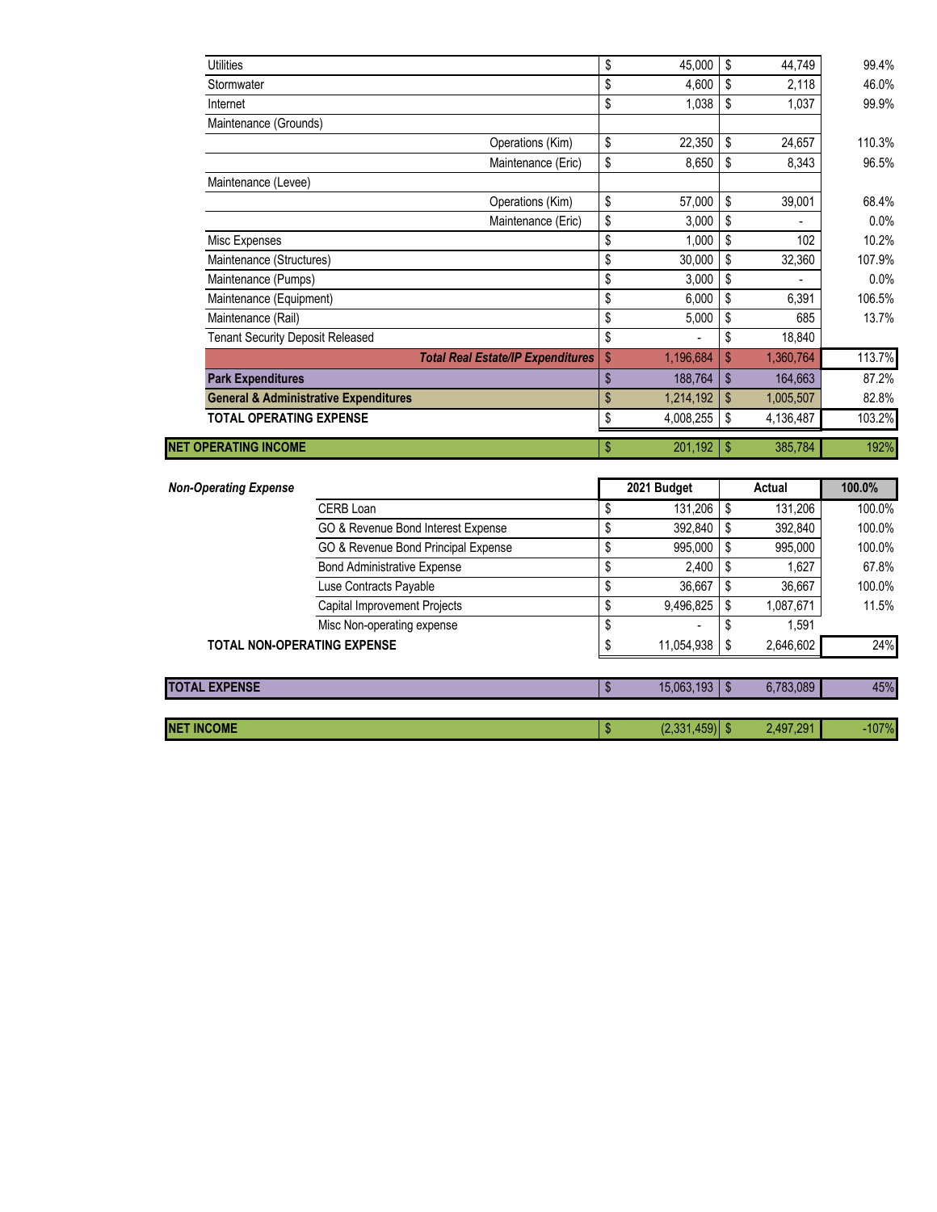| | | | |
|---|---|---|---|
| Utilities | $ 45,000 | $ 44,749 | 99.4% |
| Stormwater | $ 4,600 | $ 2,118 | 46.0% |
| Internet | $ 1,038 | $ 1,037 | 99.9% |
| Maintenance (Grounds) | | | |
| Operations (Kim) | $ 22,350 | $ 24,657 | 110.3% |
| Maintenance (Eric) | $ 8,650 | $ 8,343 | 96.5% |
| Maintenance (Levee) | | | |
| Operations (Kim) | $ 57,000 | $ 39,001 | 68.4% |
| Maintenance (Eric) | $ 3,000 | $ - | 0.0% |
| Misc Expenses | $ 1,000 | $ 102 | 10.2% |
| Maintenance (Structures) | $ 30,000 | $ 32,360 | 107.9% |
| Maintenance (Pumps) | $ 3,000 | $ - | 0.0% |
| Maintenance (Equipment) | $ 6,000 | $ 6,391 | 106.5% |
| Maintenance (Rail) | $ 5,000 | $ 685 | 13.7% |
| Tenant Security Deposit Released | $ - | $ 18,840 | |
| ***Total Real Estate/IP Expenditures*** | $ 1,196,684 | $ 1,360,764 | 113.7% |
| **Park Expenditures** | $ 188,764 | $ 164,663 | 87.2% |
| **General & Administrative Expenditures** | $ 1,214,192 | $ 1,005,507 | 82.8% |
| **TOTAL OPERATING EXPENSE** | $ 4,008,255 | $ 4,136,487 | 103.2% |
| **NET OPERATING INCOME** | $ 201,192 | $ 385,784 | 192% |

| ***Non-Operating Expense*** | **2021 Budget** | **Actual** | **100.0%** |
|---|---|---|---|
| CERB Loan | $ 131,206 | $ 131,206 | 100.0% |
| GO & Revenue Bond Interest Expense | $ 392,840 | $ 392,840 | 100.0% |
| GO & Revenue Bond Principal Expense | $ 995,000 | $ 995,000 | 100.0% |
| Bond Administrative Expense | $ 2,400 | $ 1,627 | 67.8% |
| Luse Contracts Payable | $ 36,667 | $ 36,667 | 100.0% |
| Capital Improvement Projects | $ 9,496,825 | $ 1,087,671 | 11.5% |
| Misc Non-operating expense | $ - | $ 1,591 | |
| **TOTAL NON-OPERATING EXPENSE** | $ 11,054,938 | $ 2,646,602 | 24% |
| **TOTAL EXPENSE** | $ 15,063,193 | $ 6,783,089 | 45% |
| **NET INCOME** | $ (2,331,459) | $ 2,497,291 | -107% |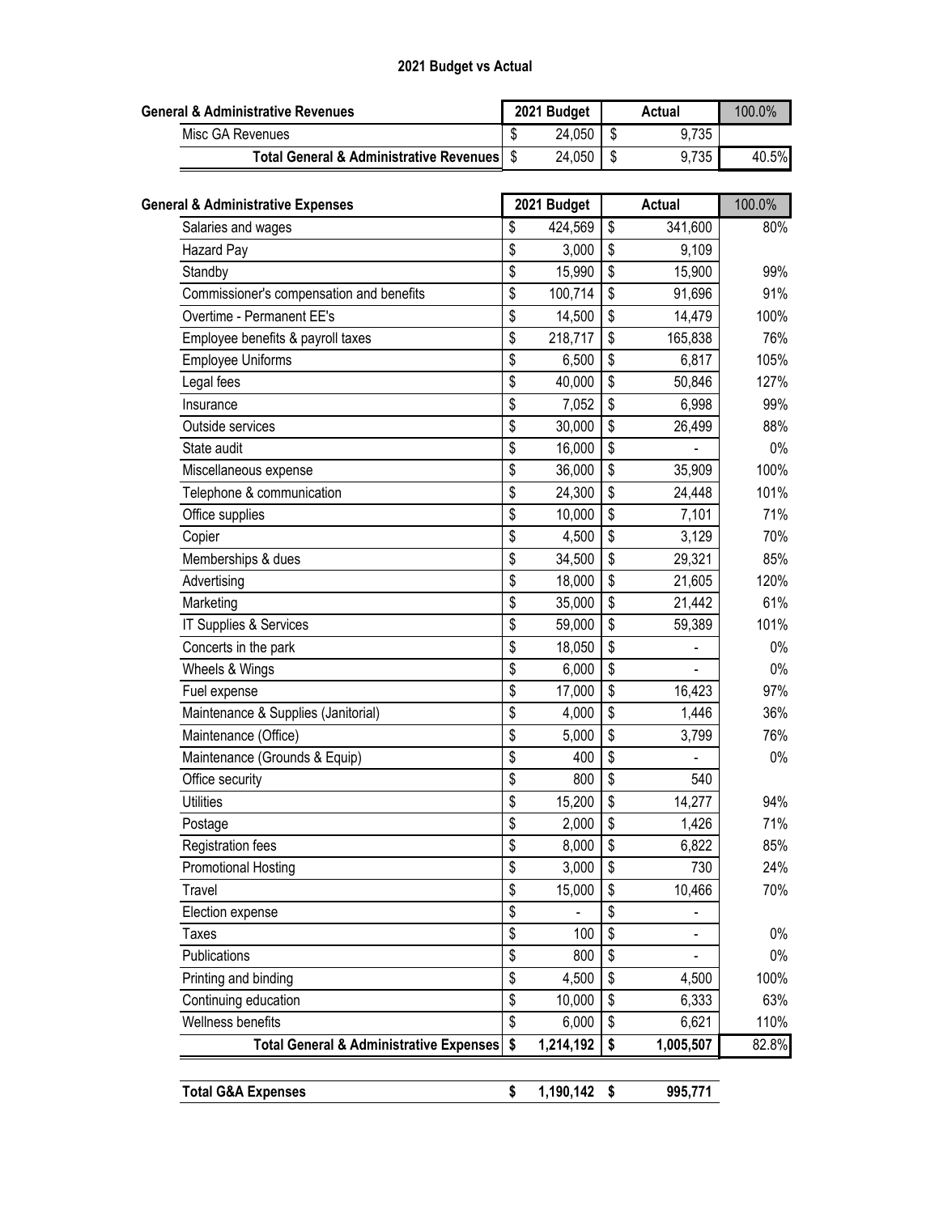# 2021 Budget vs Actual

| General & Administrative Revenues | 2021 Budget | Actual | 100.0% |
|---|---|---|---|
| Misc GA Revenues | $ 24,050 | $ 9,735 | |
| **Total General & Administrative Revenues** | $ 24,050 | $ 9,735 | 40.5% |

| General & Administrative Expenses | 2021 Budget | Actual | 100.0% |
|---|---|---|---|
| Salaries and wages | $ 424,569 | $ 341,600 | 80% |
| Hazard Pay | $ 3,000 | $ 9,109 | |
| Standby | $ 15,990 | $ 15,900 | 99% |
| Commissioner's compensation and benefits | $ 100,714 | $ 91,696 | 91% |
| Overtime - Permanent EE's | $ 14,500 | $ 14,479 | 100% |
| Employee benefits & payroll taxes | $ 218,717 | $ 165,838 | 76% |
| Employee Uniforms | $ 6,500 | $ 6,817 | 105% |
| Legal fees | $ 40,000 | $ 50,846 | 127% |
| Insurance | $ 7,052 | $ 6,998 | 99% |
| Outside services | $ 30,000 | $ 26,499 | 88% |
| State audit | $ 16,000 | $ - | 0% |
| Miscellaneous expense | $ 36,000 | $ 35,909 | 100% |
| Telephone & communication | $ 24,300 | $ 24,448 | 101% |
| Office supplies | $ 10,000 | $ 7,101 | 71% |
| Copier | $ 4,500 | $ 3,129 | 70% |
| Memberships & dues | $ 34,500 | $ 29,321 | 85% |
| Advertising | $ 18,000 | $ 21,605 | 120% |
| Marketing | $ 35,000 | $ 21,442 | 61% |
| IT Supplies & Services | $ 59,000 | $ 59,389 | 101% |
| Concerts in the park | $ 18,050 | $ - | 0% |
| Wheels & Wings | $ 6,000 | $ - | 0% |
| Fuel expense | $ 17,000 | $ 16,423 | 97% |
| Maintenance & Supplies (Janitorial) | $ 4,000 | $ 1,446 | 36% |
| Maintenance (Office) | $ 5,000 | $ 3,799 | 76% |
| Maintenance (Grounds & Equip) | $ 400 | $ - | 0% |
| Office security | $ 800 | $ 540 | |
| Utilities | $ 15,200 | $ 14,277 | 94% |
| Postage | $ 2,000 | $ 1,426 | 71% |
| Registration fees | $ 8,000 | $ 6,822 | 85% |
| Promotional Hosting | $ 3,000 | $ 730 | 24% |
| Travel | $ 15,000 | $ 10,466 | 70% |
| Election expense | $ - | $ - | |
| Taxes | $ 100 | $ - | 0% |
| Publications | $ 800 | $ - | 0% |
| Printing and binding | $ 4,500 | $ 4,500 | 100% |
| Continuing education | $ 10,000 | $ 6,333 | 63% |
| Wellness benefits | $ 6,000 | $ 6,621 | 110% |
| **Total General & Administrative Expenses** | **$ 1,214,192** | **$ 1,005,507** | 82.8% |

| | 2021 Budget | Actual |
|---|---|---|
| **Total G&A Expenses** | **$ 1,190,142** | **$ 995,771** |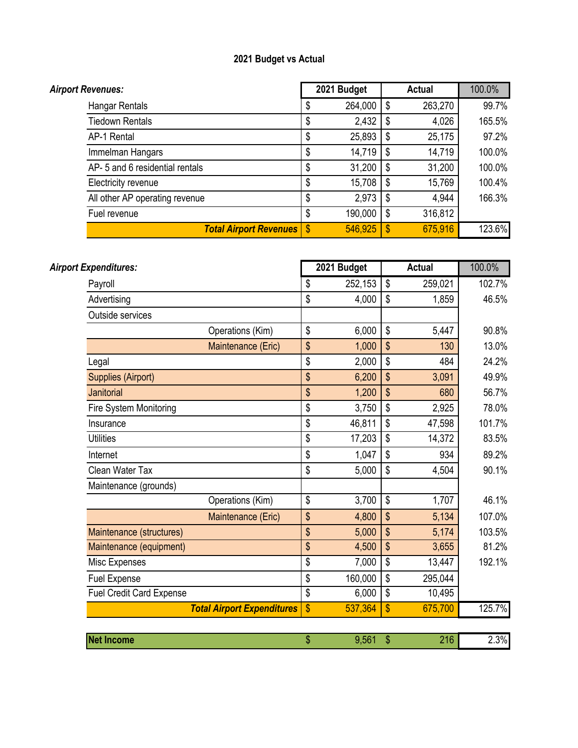# 2021 Budget vs Actual

| *Airport Revenues:* | 2021 Budget | Actual | 100.0% |
|---|---|---|---|
| Hangar Rentals | $ 264,000 | $ 263,270 | 99.7% |
| Tiedown Rentals | $ 2,432 | $ 4,026 | 165.5% |
| AP-1 Rental | $ 25,893 | $ 25,175 | 97.2% |
| Immelman Hangars | $ 14,719 | $ 14,719 | 100.0% |
| AP- 5 and 6 residential rentals | $ 31,200 | $ 31,200 | 100.0% |
| Electricity revenue | $ 15,708 | $ 15,769 | 100.4% |
| All other AP operating revenue | $ 2,973 | $ 4,944 | 166.3% |
| Fuel revenue | $ 190,000 | $ 316,812 | |
| ***Total Airport Revenues*** | $ 546,925 | $ 675,916 | 123.6% |

| *Airport Expenditures:* | 2021 Budget | Actual | 100.0% |
|---|---|---|---|
| Payroll | $ 252,153 | $ 259,021 | 102.7% |
| Advertising | $ 4,000 | $ 1,859 | 46.5% |
| Outside services | | | |
| Operations (Kim) | $ 6,000 | $ 5,447 | 90.8% |
| Maintenance (Eric) | $ 1,000 | $ 130 | 13.0% |
| Legal | $ 2,000 | $ 484 | 24.2% |
| Supplies (Airport) | $ 6,200 | $ 3,091 | 49.9% |
| Janitorial | $ 1,200 | $ 680 | 56.7% |
| Fire System Monitoring | $ 3,750 | $ 2,925 | 78.0% |
| Insurance | $ 46,811 | $ 47,598 | 101.7% |
| Utilities | $ 17,203 | $ 14,372 | 83.5% |
| Internet | $ 1,047 | $ 934 | 89.2% |
| Clean Water Tax | $ 5,000 | $ 4,504 | 90.1% |
| Maintenance (grounds) | | | |
| Operations (Kim) | $ 3,700 | $ 1,707 | 46.1% |
| Maintenance (Eric) | $ 4,800 | $ 5,134 | 107.0% |
| Maintenance (structures) | $ 5,000 | $ 5,174 | 103.5% |
| Maintenance (equipment) | $ 4,500 | $ 3,655 | 81.2% |
| Misc Expenses | $ 7,000 | $ 13,447 | 192.1% |
| Fuel Expense | $ 160,000 | $ 295,044 | |
| Fuel Credit Card Expense | $ 6,000 | $ 10,495 | |
| ***Total Airport Expenditures*** | $ 537,364 | $ 675,700 | 125.7% |

| **Net Income** | $ 9,561 | $ 216 | 2.3% |
|---|---|---|---|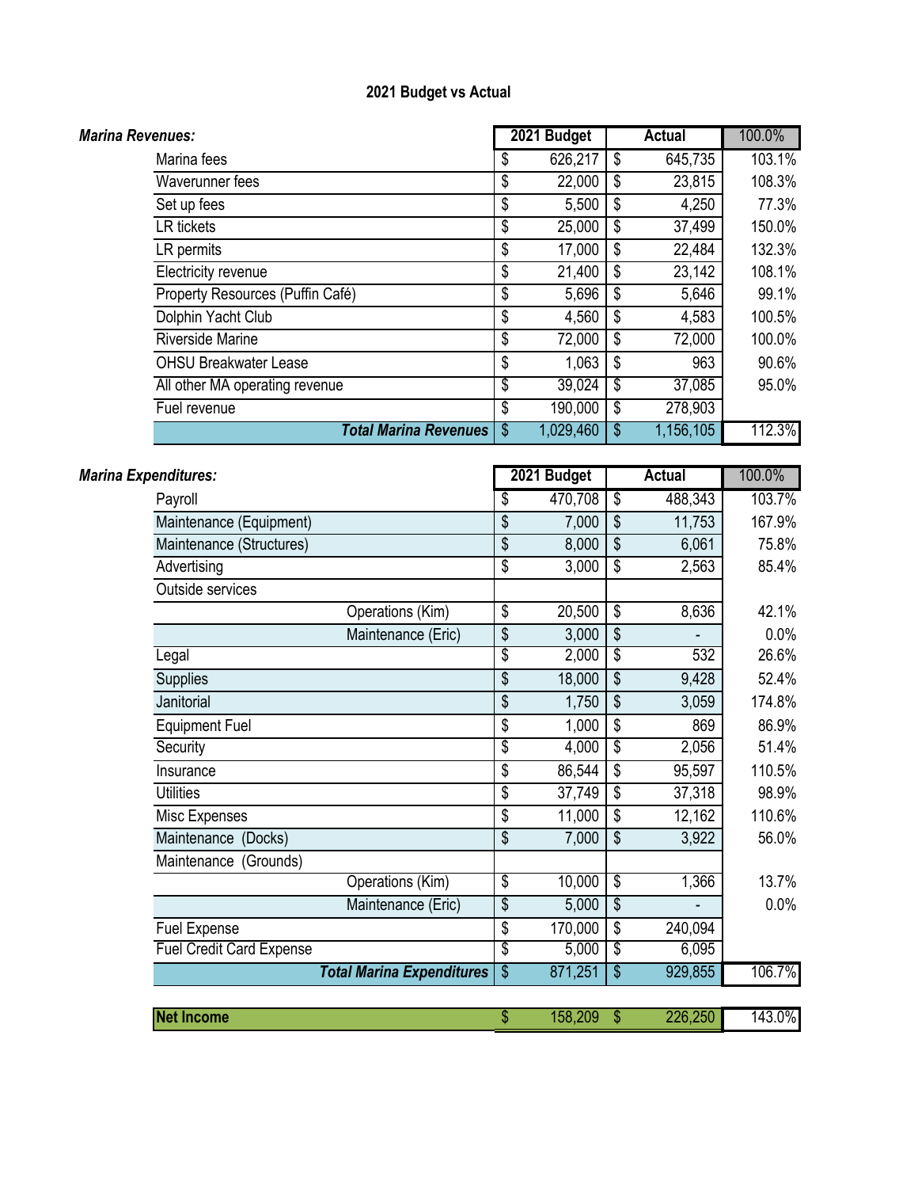# 2021 Budget vs Actual

| ***Marina Revenues:*** | 2021 Budget | Actual | 100.0% |
|---|---|---|---|
| Marina fees | $ 626,217 | $ 645,735 | 103.1% |
| Waverunner fees | $ 22,000 | $ 23,815 | 108.3% |
| Set up fees | $ 5,500 | $ 4,250 | 77.3% |
| LR tickets | $ 25,000 | $ 37,499 | 150.0% |
| LR permits | $ 17,000 | $ 22,484 | 132.3% |
| Electricity revenue | $ 21,400 | $ 23,142 | 108.1% |
| Property Resources (Puffin Café) | $ 5,696 | $ 5,646 | 99.1% |
| Dolphin Yacht Club | $ 4,560 | $ 4,583 | 100.5% |
| Riverside Marine | $ 72,000 | $ 72,000 | 100.0% |
| OHSU Breakwater Lease | $ 1,063 | $ 963 | 90.6% |
| All other MA operating revenue | $ 39,024 | $ 37,085 | 95.0% |
| Fuel revenue | $ 190,000 | $ 278,903 | |
| ***Total Marina Revenues*** | $ 1,029,460 | $ 1,156,105 | 112.3% |

| ***Marina Expenditures:*** | 2021 Budget | Actual | 100.0% |
|---|---|---|---|
| Payroll | $ 470,708 | $ 488,343 | 103.7% |
| Maintenance (Equipment) | $ 7,000 | $ 11,753 | 167.9% |
| Maintenance (Structures) | $ 8,000 | $ 6,061 | 75.8% |
| Advertising | $ 3,000 | $ 2,563 | 85.4% |
| Outside services | | | |
| Operations (Kim) | $ 20,500 | $ 8,636 | 42.1% |
| Maintenance (Eric) | $ 3,000 | $ - | 0.0% |
| Legal | $ 2,000 | $ 532 | 26.6% |
| Supplies | $ 18,000 | $ 9,428 | 52.4% |
| Janitorial | $ 1,750 | $ 3,059 | 174.8% |
| Equipment Fuel | $ 1,000 | $ 869 | 86.9% |
| Security | $ 4,000 | $ 2,056 | 51.4% |
| Insurance | $ 86,544 | $ 95,597 | 110.5% |
| Utilities | $ 37,749 | $ 37,318 | 98.9% |
| Misc Expenses | $ 11,000 | $ 12,162 | 110.6% |
| Maintenance (Docks) | $ 7,000 | $ 3,922 | 56.0% |
| Maintenance (Grounds) | | | |
| Operations (Kim) | $ 10,000 | $ 1,366 | 13.7% |
| Maintenance (Eric) | $ 5,000 | $ - | 0.0% |
| Fuel Expense | $ 170,000 | $ 240,094 | |
| Fuel Credit Card Expense | $ 5,000 | $ 6,095 | |
| ***Total Marina Expenditures*** | $ 871,251 | $ 929,855 | 106.7% |
| **Net Income** | $ 158,209 | $ 226,250 | 143.0% |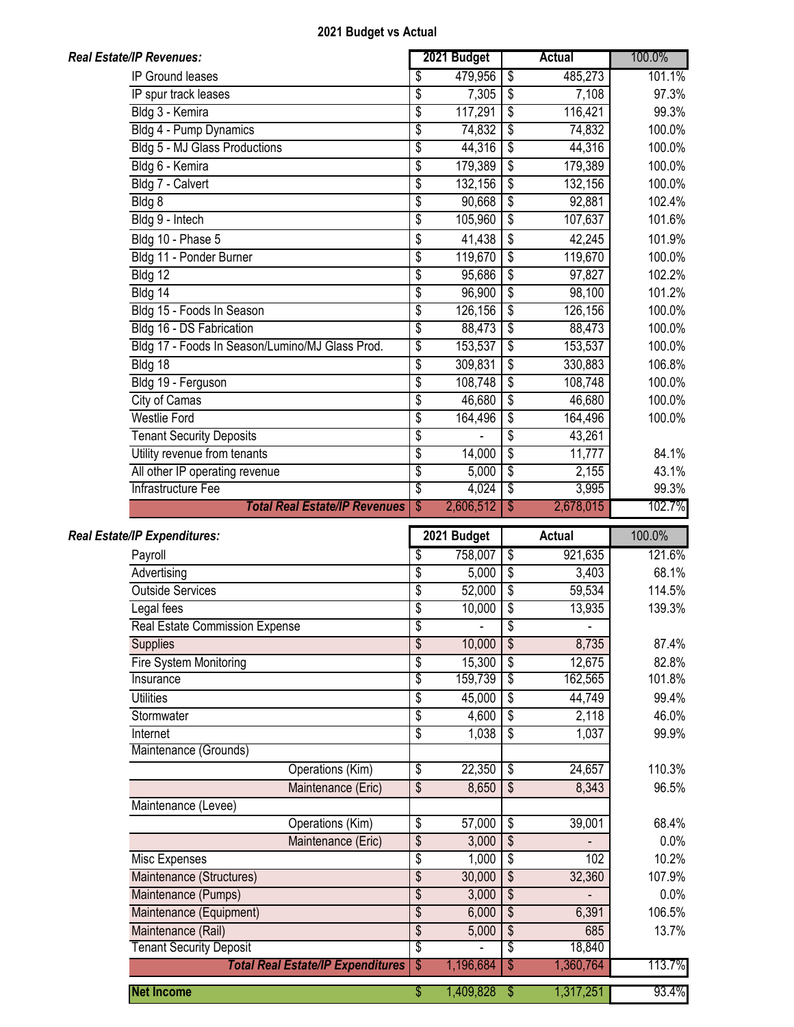## 2021 Budget vs Actual

| ***Real Estate/IP Revenues:*** | 2021 Budget | Actual | 100.0% |
|---|---|---|---|
| IP Ground leases | $ 479,956 | $ 485,273 | 101.1% |
| IP spur track leases | $ 7,305 | $ 7,108 | 97.3% |
| Bldg 3 - Kemira | $ 117,291 | $ 116,421 | 99.3% |
| Bldg 4 - Pump Dynamics | $ 74,832 | $ 74,832 | 100.0% |
| Bldg 5 - MJ Glass Productions | $ 44,316 | $ 44,316 | 100.0% |
| Bldg 6 - Kemira | $ 179,389 | $ 179,389 | 100.0% |
| Bldg 7 - Calvert | $ 132,156 | $ 132,156 | 100.0% |
| Bldg 8 | $ 90,668 | $ 92,881 | 102.4% |
| Bldg 9 - Intech | $ 105,960 | $ 107,637 | 101.6% |
| Bldg 10 - Phase 5 | $ 41,438 | $ 42,245 | 101.9% |
| Bldg 11 - Ponder Burner | $ 119,670 | $ 119,670 | 100.0% |
| Bldg 12 | $ 95,686 | $ 97,827 | 102.2% |
| Bldg 14 | $ 96,900 | $ 98,100 | 101.2% |
| Bldg 15 - Foods In Season | $ 126,156 | $ 126,156 | 100.0% |
| Bldg 16 - DS Fabrication | $ 88,473 | $ 88,473 | 100.0% |
| Bldg 17 - Foods In Season/Lumino/MJ Glass Prod. | $ 153,537 | $ 153,537 | 100.0% |
| Bldg 18 | $ 309,831 | $ 330,883 | 106.8% |
| Bldg 19 - Ferguson | $ 108,748 | $ 108,748 | 100.0% |
| City of Camas | $ 46,680 | $ 46,680 | 100.0% |
| Westlie Ford | $ 164,496 | $ 164,496 | 100.0% |
| Tenant Security Deposits | $ - | $ 43,261 | |
| Utility revenue from tenants | $ 14,000 | $ 11,777 | 84.1% |
| All other IP operating revenue | $ 5,000 | $ 2,155 | 43.1% |
| Infrastructure Fee | $ 4,024 | $ 3,995 | 99.3% |
| ***Total Real Estate/IP Revenues*** | $ 2,606,512 | $ 2,678,015 | 102.7% |

| ***Real Estate/IP Expenditures:*** | 2021 Budget | Actual | 100.0% |
|---|---|---|---|
| Payroll | $ 758,007 | $ 921,635 | 121.6% |
| Advertising | $ 5,000 | $ 3,403 | 68.1% |
| Outside Services | $ 52,000 | $ 59,534 | 114.5% |
| Legal fees | $ 10,000 | $ 13,935 | 139.3% |
| Real Estate Commission Expense | $ - | $ - | |
| Supplies | $ 10,000 | $ 8,735 | 87.4% |
| Fire System Monitoring | $ 15,300 | $ 12,675 | 82.8% |
| Insurance | $ 159,739 | $ 162,565 | 101.8% |
| Utilities | $ 45,000 | $ 44,749 | 99.4% |
| Stormwater | $ 4,600 | $ 2,118 | 46.0% |
| Internet | $ 1,038 | $ 1,037 | 99.9% |
| Maintenance (Grounds) | | | |
| Operations (Kim) | $ 22,350 | $ 24,657 | 110.3% |
| Maintenance (Eric) | $ 8,650 | $ 8,343 | 96.5% |
| Maintenance (Levee) | | | |
| Operations (Kim) | $ 57,000 | $ 39,001 | 68.4% |
| Maintenance (Eric) | $ 3,000 | $ - | 0.0% |
| Misc Expenses | $ 1,000 | $ 102 | 10.2% |
| Maintenance (Structures) | $ 30,000 | $ 32,360 | 107.9% |
| Maintenance (Pumps) | $ 3,000 | $ - | 0.0% |
| Maintenance (Equipment) | $ 6,000 | $ 6,391 | 106.5% |
| Maintenance (Rail) | $ 5,000 | $ 685 | 13.7% |
| Tenant Security Deposit | $ - | $ 18,840 | |
| ***Total Real Estate/IP Expenditures*** | $ 1,196,684 | $ 1,360,764 | 113.7% |
| **Net Income** | $ 1,409,828 | $ 1,317,251 | 93.4% |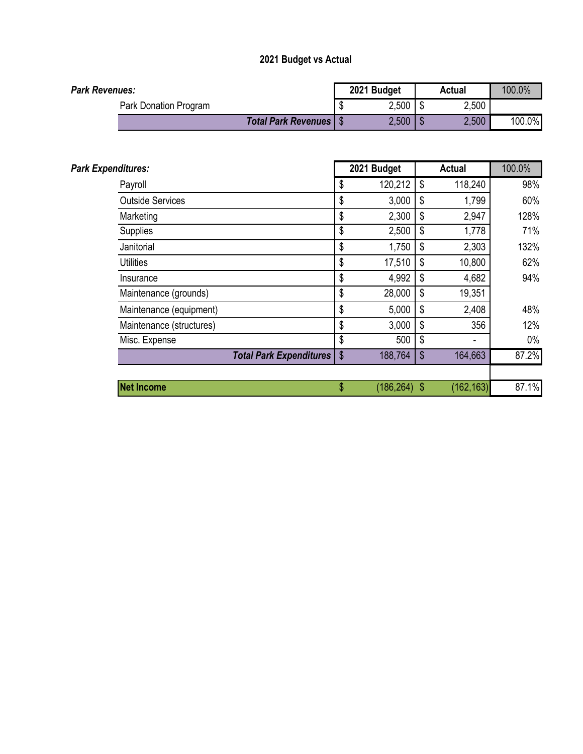# 2021 Budget vs Actual

| *Park Revenues:* | 2021 Budget | Actual | 100.0% |
|---|---|---|---|
| Park Donation Program | $ 2,500 | $ 2,500 | |
| ***Total Park Revenues*** | $ 2,500 | $ 2,500 | 100.0% |

| *Park Expenditures:* | 2021 Budget | Actual | 100.0% |
|---|---|---|---|
| Payroll | $ 120,212 | $ 118,240 | 98% |
| Outside Services | $ 3,000 | $ 1,799 | 60% |
| Marketing | $ 2,300 | $ 2,947 | 128% |
| Supplies | $ 2,500 | $ 1,778 | 71% |
| Janitorial | $ 1,750 | $ 2,303 | 132% |
| Utilities | $ 17,510 | $ 10,800 | 62% |
| Insurance | $ 4,992 | $ 4,682 | 94% |
| Maintenance (grounds) | $ 28,000 | $ 19,351 | |
| Maintenance (equipment) | $ 5,000 | $ 2,408 | 48% |
| Maintenance (structures) | $ 3,000 | $ 356 | 12% |
| Misc. Expense | $ 500 | $ - | 0% |
| ***Total Park Expenditures*** | $ 188,764 | $ 164,663 | 87.2% |
| | | | |
| **Net Income** | $ (186,264) | $ (162,163) | 87.1% |